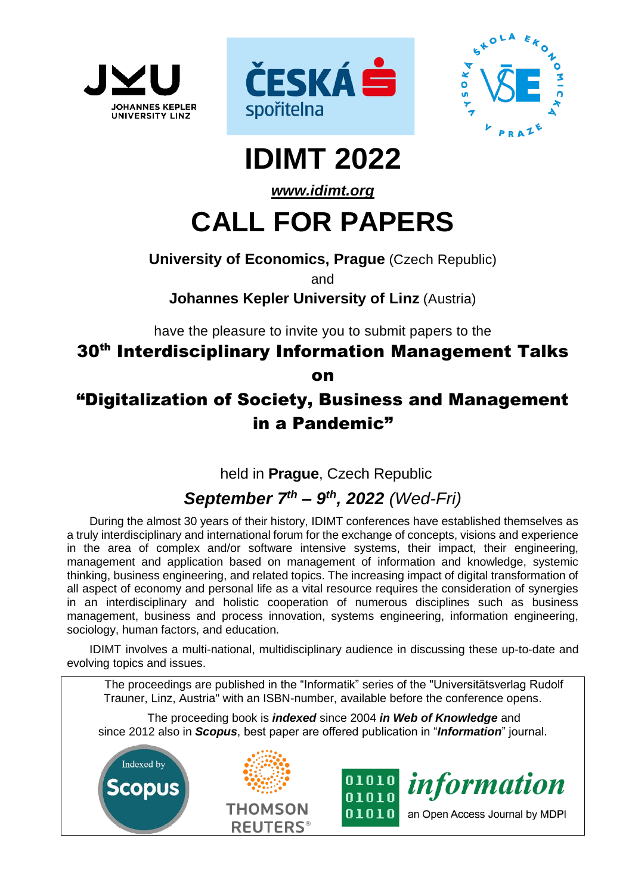# IDIMT 2022

***www.idimt.org***

# CALL FOR PAPERS

**University of Economics, Prague** (Czech Republic)

and

**Johannes Kepler University of Linz** (Austria)

have the pleasure to invite you to submit papers to the

## 30th Interdisciplinary Information Management Talks

## on

## "Digitalization of Society, Business and Management in a Pandemic"

held in **Prague**, Czech Republic

***September 7th – 9th, 2022** (Wed-Fri)*

During the almost 30 years of their history, IDIMT conferences have established themselves as a truly interdisciplinary and international forum for the exchange of concepts, visions and experience in the area of complex and/or software intensive systems, their impact, their engineering, management and application based on management of information and knowledge, systemic thinking, business engineering, and related topics. The increasing impact of digital transformation of all aspect of economy and personal life as a vital resource requires the consideration of synergies in an interdisciplinary and holistic cooperation of numerous disciplines such as business management, business and process innovation, systems engineering, information engineering, sociology, human factors, and education.

IDIMT involves a multi-national, multidisciplinary audience in discussing these up-to-date and evolving topics and issues.

The proceedings are published in the "Informatik" series of the "Universitätsverlag Rudolf Trauner, Linz, Austria" with an ISBN-number, available before the conference opens.

The proceeding book is ***indexed*** since 2004 ***in Web of Knowledge*** and since 2012 also in ***Scopus***, best paper are offered publication in "***Information***" journal.

Indexed by Scopus

THOMSON REUTERS®

information – an Open Access Journal by MDPI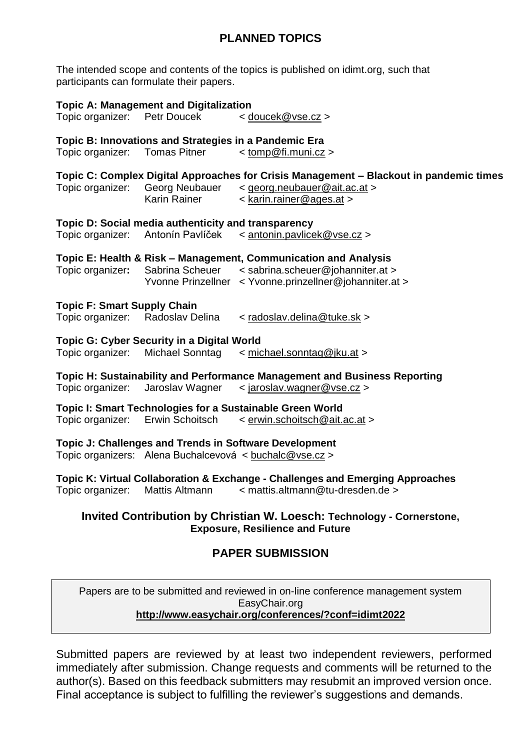## PLANNED TOPICS

The intended scope and contents of the topics is published on idimt.org, such that participants can formulate their papers.

**Topic A: Management and Digitalization**
Topic organizer: Petr Doucek < doucek@vse.cz >

**Topic B: Innovations and Strategies in a Pandemic Era**
Topic organizer: Tomas Pitner < tomp@fi.muni.cz >

**Topic C: Complex Digital Approaches for Crisis Management – Blackout in pandemic times**
Topic organizer: Georg Neubauer < georg.neubauer@ait.ac.at >
Karin Rainer < karin.rainer@ages.at >

**Topic D: Social media authenticity and transparency**
Topic organizer: Antonín Pavlíček < antonin.pavlicek@vse.cz >

**Topic E: Health & Risk – Management, Communication and Analysis**
Topic organizer**:** Sabrina Scheuer < sabrina.scheuer@johanniter.at >
Yvonne Prinzellner < Yvonne.prinzellner@johanniter.at >

**Topic F: Smart Supply Chain**
Topic organizer: Radoslav Delina < radoslav.delina@tuke.sk >

**Topic G: Cyber Security in a Digital World**
Topic organizer: Michael Sonntag < michael.sonntag@jku.at >

**Topic H: Sustainability and Performance Management and Business Reporting**
Topic organizer: Jaroslav Wagner < jaroslav.wagner@vse.cz >

**Topic I: Smart Technologies for a Sustainable Green World**
Topic organizer: Erwin Schoitsch < erwin.schoitsch@ait.ac.at >

**Topic J: Challenges and Trends in Software Development**
Topic organizers: Alena Buchalcevová < buchalc@vse.cz >

**Topic K: Virtual Collaboration & Exchange - Challenges and Emerging Approaches**
Topic organizer: Mattis Altmann < mattis.altmann@tu-dresden.de >

**Invited Contribution by Christian W. Loesch: Technology - Cornerstone, Exposure, Resilience and Future**

## PAPER SUBMISSION

Papers are to be submitted and reviewed in on-line conference management system EasyChair.org
**http://www.easychair.org/conferences/?conf=idimt2022**

Submitted papers are reviewed by at least two independent reviewers, performed immediately after submission. Change requests and comments will be returned to the author(s). Based on this feedback submitters may resubmit an improved version once. Final acceptance is subject to fulfilling the reviewer's suggestions and demands.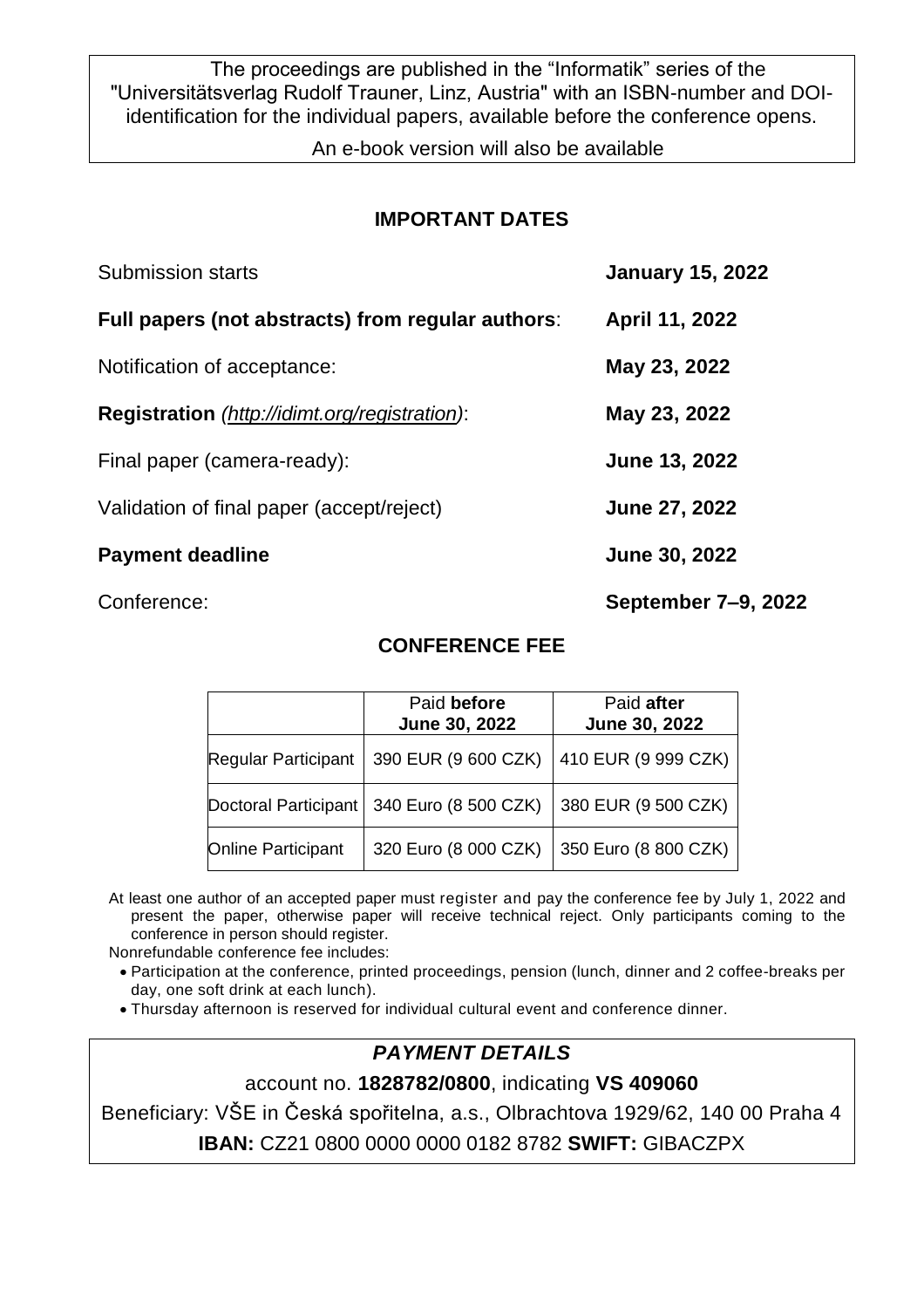The proceedings are published in the “Informatik” series of the "Universitätsverlag Rudolf Trauner, Linz, Austria" with an ISBN-number and DOI-identification for the individual papers, available before the conference opens.

An e-book version will also be available

## IMPORTANT DATES

| | |
|---|---|
| Submission starts | **January 15, 2022** |
| **Full papers (not abstracts) from regular authors**: | **April 11, 2022** |
| Notification of acceptance: | **May 23, 2022** |
| **Registration** *(http://idimt.org/registration)*: | **May 23, 2022** |
| Final paper (camera-ready): | **June 13, 2022** |
| Validation of final paper (accept/reject) | **June 27, 2022** |
| **Payment deadline** | **June 30, 2022** |
| Conference: | **September 7–9, 2022** |

## CONFERENCE FEE

| | Paid **before** June 30, 2022 | Paid **after** June 30, 2022 |
|---|---|---|
| Regular Participant | 390 EUR (9 600 CZK) | 410 EUR (9 999 CZK) |
| Doctoral Participant | 340 Euro (8 500 CZK) | 380 EUR (9 500 CZK) |
| Online Participant | 320 Euro (8 000 CZK) | 350 Euro (8 800 CZK) |

At least one author of an accepted paper must register and pay the conference fee by July 1, 2022 and present the paper, otherwise paper will receive technical reject. Only participants coming to the conference in person should register.

Nonrefundable conference fee includes:

- Participation at the conference, printed proceedings, pension (lunch, dinner and 2 coffee-breaks per day, one soft drink at each lunch).
- Thursday afternoon is reserved for individual cultural event and conference dinner.

### *PAYMENT DETAILS*

account no. **1828782/0800**, indicating **VS 409060**

Beneficiary: VŠE in Česká spořitelna, a.s., Olbrachtova 1929/62, 140 00 Praha 4

**IBAN:** CZ21 0800 0000 0000 0182 8782 **SWIFT:** GIBACZPX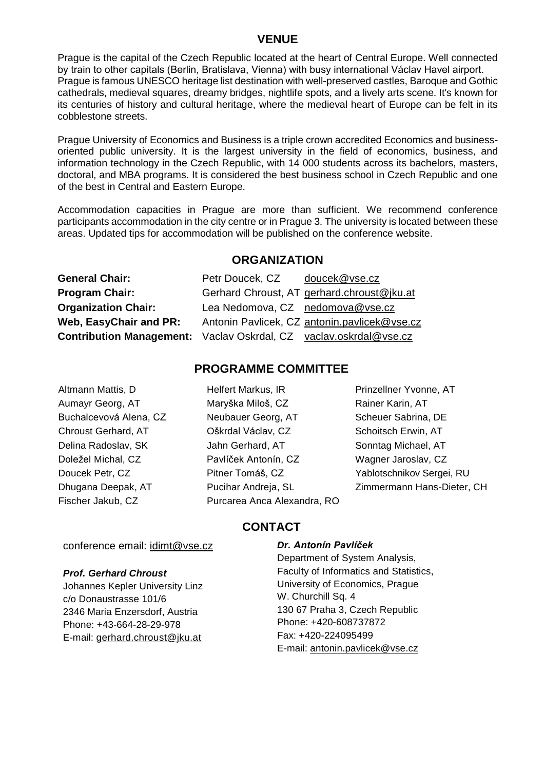## VENUE

Prague is the capital of the Czech Republic located at the heart of Central Europe. Well connected by train to other capitals (Berlin, Bratislava, Vienna) with busy international Václav Havel airport. Prague is famous UNESCO heritage list destination with well-preserved castles, Baroque and Gothic cathedrals, medieval squares, dreamy bridges, nightlife spots, and a lively arts scene. It's known for its centuries of history and cultural heritage, where the medieval heart of Europe can be felt in its cobblestone streets.

Prague University of Economics and Business is a triple crown accredited Economics and business-oriented public university. It is the largest university in the field of economics, business, and information technology in the Czech Republic, with 14 000 students across its bachelors, masters, doctoral, and MBA programs. It is considered the best business school in Czech Republic and one of the best in Central and Eastern Europe.

Accommodation capacities in Prague are more than sufficient. We recommend conference participants accommodation in the city centre or in Prague 3. The university is located between these areas. Updated tips for accommodation will be published on the conference website.

## ORGANIZATION

| | | |
|---|---|---|
| **General Chair:** | Petr Doucek, CZ | doucek@vse.cz |
| **Program Chair:** | Gerhard Chroust, AT | gerhard.chroust@jku.at |
| **Organization Chair:** | Lea Nedomova, CZ | nedomova@vse.cz |
| **Web, EasyChair and PR:** | Antonin Pavlicek, CZ | antonin.pavlicek@vse.cz |
| **Contribution Management:** | Vaclav Oskrdal, CZ | vaclav.oskrdal@vse.cz |

## PROGRAMME COMMITTEE

Altmann Mattis, D
Aumayr Georg, AT
Buchalcevová Alena, CZ
Chroust Gerhard, AT
Delina Radoslav, SK
Doležel Michal, CZ
Doucek Petr, CZ
Dhugana Deepak, AT
Fischer Jakub, CZ
Helfert Markus, IR
Maryška Miloš, CZ
Neubauer Georg, AT
Oškrdal Václav, CZ
Jahn Gerhard, AT
Pavlíček Antonín, CZ
Pitner Tomáš, CZ
Pucihar Andreja, SL
Purcarea Anca Alexandra, RO
Prinzellner Yvonne, AT
Rainer Karin, AT
Scheuer Sabrina, DE
Schoitsch Erwin, AT
Sonntag Michael, AT
Wagner Jaroslav, CZ
Yablotschnikov Sergei, RU
Zimmermann Hans-Dieter, CH

## CONTACT

conference email: idimt@vse.cz

***Prof. Gerhard Chroust***
Johannes Kepler University Linz
c/o Donaustrasse 101/6
2346 Maria Enzersdorf, Austria
Phone: +43-664-28-29-978
E-mail: gerhard.chroust@jku.at

***Dr. Antonín Pavlíček***
Department of System Analysis,
Faculty of Informatics and Statistics,
University of Economics, Prague
W. Churchill Sq. 4
130 67 Praha 3, Czech Republic
Phone: +420-608737872
Fax: +420-224095499
E-mail: antonin.pavlicek@vse.cz